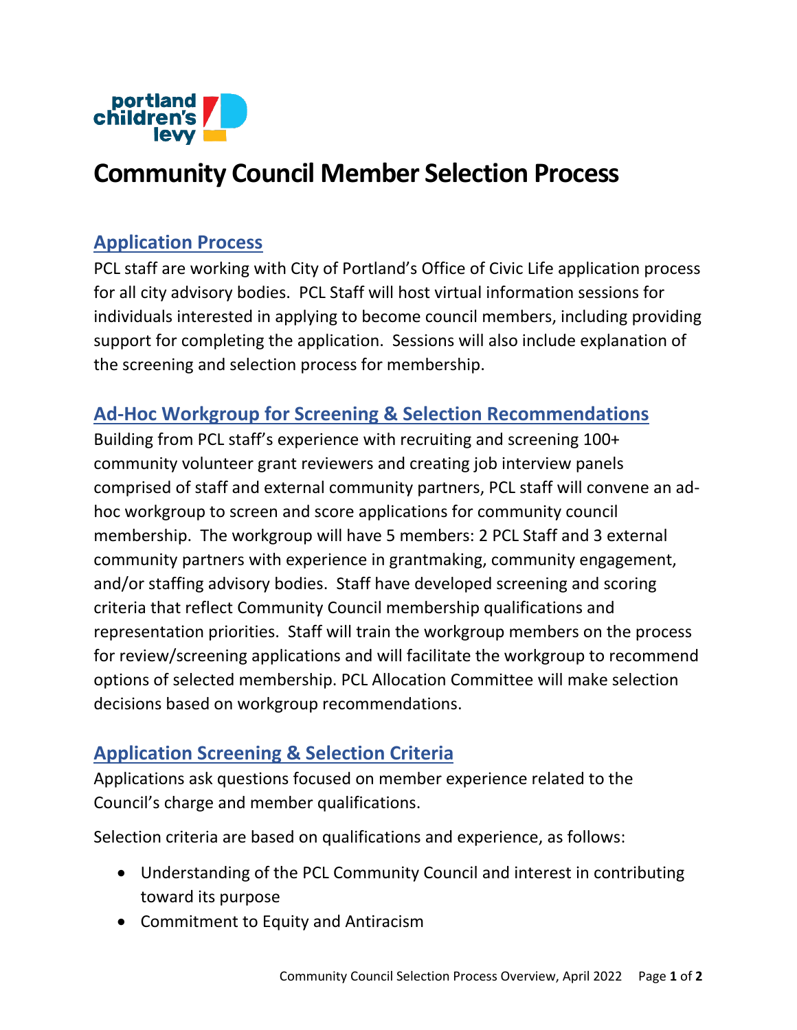# Community Council Member Selection Process

## Application Process

PCL staff are working with City of Portland's Office of Civic Life application process for all city advisory bodies. PCL Staff will host virtual information sessions for individuals interested in applying to become council members, including providing support for completing the application. Sessions will also include explanation of the screening and selection process for membership.

## Ad-Hoc Workgroup for Screening & Selection Recommendations

Building from PCL staff's experience with recruiting and screening 100+ community volunteer grant reviewers and creating job interview panels comprised of staff and external community partners, PCL staff will convene an ad-hoc workgroup to screen and score applications for community council membership. The workgroup will have 5 members: 2 PCL Staff and 3 external community partners with experience in grantmaking, community engagement, and/or staffing advisory bodies. Staff have developed screening and scoring criteria that reflect Community Council membership qualifications and representation priorities. Staff will train the workgroup members on the process for review/screening applications and will facilitate the workgroup to recommend options of selected membership. PCL Allocation Committee will make selection decisions based on workgroup recommendations.

## Application Screening & Selection Criteria

Applications ask questions focused on member experience related to the Council's charge and member qualifications.

Selection criteria are based on qualifications and experience, as follows:

- Understanding of the PCL Community Council and interest in contributing toward its purpose
- Commitment to Equity and Antiracism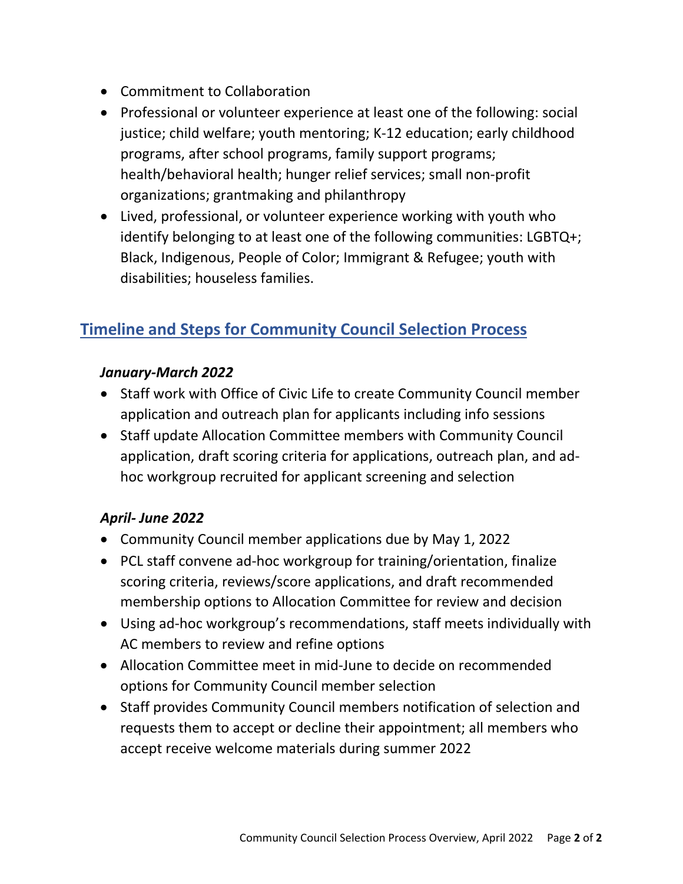- Commitment to Collaboration
- Professional or volunteer experience at least one of the following: social justice; child welfare; youth mentoring; K-12 education; early childhood programs, after school programs, family support programs; health/behavioral health; hunger relief services; small non-profit organizations; grantmaking and philanthropy
- Lived, professional, or volunteer experience working with youth who identify belonging to at least one of the following communities: LGBTQ+; Black, Indigenous, People of Color; Immigrant & Refugee; youth with disabilities; houseless families.

## Timeline and Steps for Community Council Selection Process

### *January-March 2022*

- Staff work with Office of Civic Life to create Community Council member application and outreach plan for applicants including info sessions
- Staff update Allocation Committee members with Community Council application, draft scoring criteria for applications, outreach plan, and ad-hoc workgroup recruited for applicant screening and selection

### *April- June 2022*

- Community Council member applications due by May 1, 2022
- PCL staff convene ad-hoc workgroup for training/orientation, finalize scoring criteria, reviews/score applications, and draft recommended membership options to Allocation Committee for review and decision
- Using ad-hoc workgroup's recommendations, staff meets individually with AC members to review and refine options
- Allocation Committee meet in mid-June to decide on recommended options for Community Council member selection
- Staff provides Community Council members notification of selection and requests them to accept or decline their appointment; all members who accept receive welcome materials during summer 2022